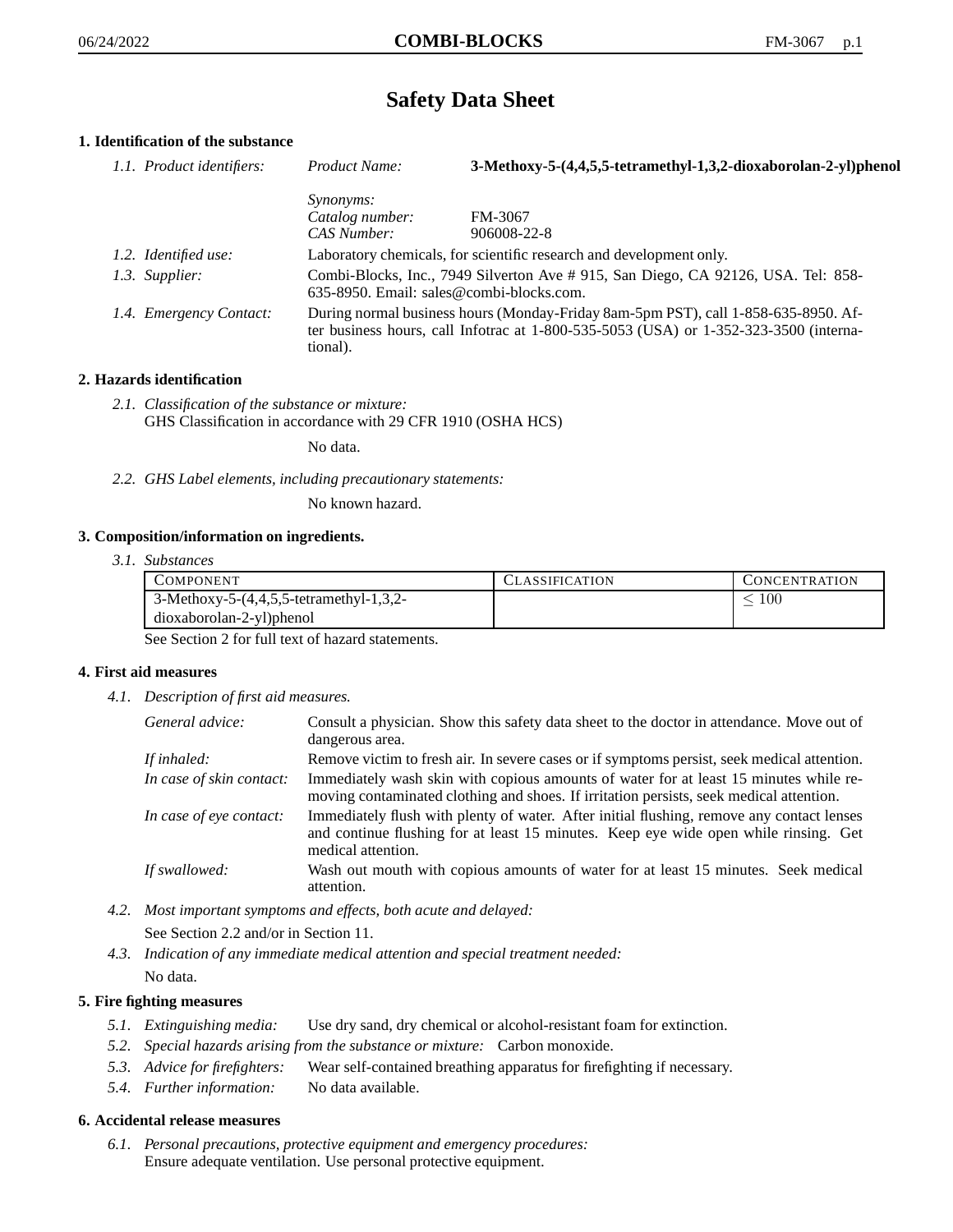# Safety Data Sheet

## 1. Identification of the substance

*1.1. Product identifiers:*

| | | |
|---|---|---|
| *Product Name:* | **3-Methoxy-5-(4,4,5,5-tetramethyl-1,3,2-dioxaborolan-2-yl)phenol** |
| *Synonyms:* | |
| *Catalog number:* | FM-3067 |
| *CAS Number:* | 906008-22-8 |

*1.2. Identified use:* Laboratory chemicals, for scientific research and development only.

*1.3. Supplier:* Combi-Blocks, Inc., 7949 Silverton Ave # 915, San Diego, CA 92126, USA. Tel: 858-635-8950. Email: sales@combi-blocks.com.

*1.4. Emergency Contact:* During normal business hours (Monday-Friday 8am-5pm PST), call 1-858-635-8950. After business hours, call Infotrac at 1-800-535-5053 (USA) or 1-352-323-3500 (international).

## 2. Hazards identification

*2.1. Classification of the substance or mixture:*
GHS Classification in accordance with 29 CFR 1910 (OSHA HCS)

No data.

*2.2. GHS Label elements, including precautionary statements:*

No known hazard.

## 3. Composition/information on ingredients.

*3.1. Substances*

| Component | Classification | Concentration |
|---|---|---|
| 3-Methoxy-5-(4,4,5,5-tetramethyl-1,3,2-dioxaborolan-2-yl)phenol | | $\leq 100$ |

See Section 2 for full text of hazard statements.

## 4. First aid measures

*4.1. Description of first aid measures.*

*General advice:* Consult a physician. Show this safety data sheet to the doctor in attendance. Move out of dangerous area.

*If inhaled:* Remove victim to fresh air. In severe cases or if symptoms persist, seek medical attention.

*In case of skin contact:* Immediately wash skin with copious amounts of water for at least 15 minutes while removing contaminated clothing and shoes. If irritation persists, seek medical attention.

*In case of eye contact:* Immediately flush with plenty of water. After initial flushing, remove any contact lenses and continue flushing for at least 15 minutes. Keep eye wide open while rinsing. Get medical attention.

*If swallowed:* Wash out mouth with copious amounts of water for at least 15 minutes. Seek medical attention.

*4.2. Most important symptoms and effects, both acute and delayed:*

See Section 2.2 and/or in Section 11.

*4.3. Indication of any immediate medical attention and special treatment needed:*

No data.

## 5. Fire fighting measures

*5.1. Extinguishing media:* Use dry sand, dry chemical or alcohol-resistant foam for extinction.

*5.2. Special hazards arising from the substance or mixture:* Carbon monoxide.

*5.3. Advice for firefighters:* Wear self-contained breathing apparatus for firefighting if necessary.

*5.4. Further information:* No data available.

## 6. Accidental release measures

*6.1. Personal precautions, protective equipment and emergency procedures:*
Ensure adequate ventilation. Use personal protective equipment.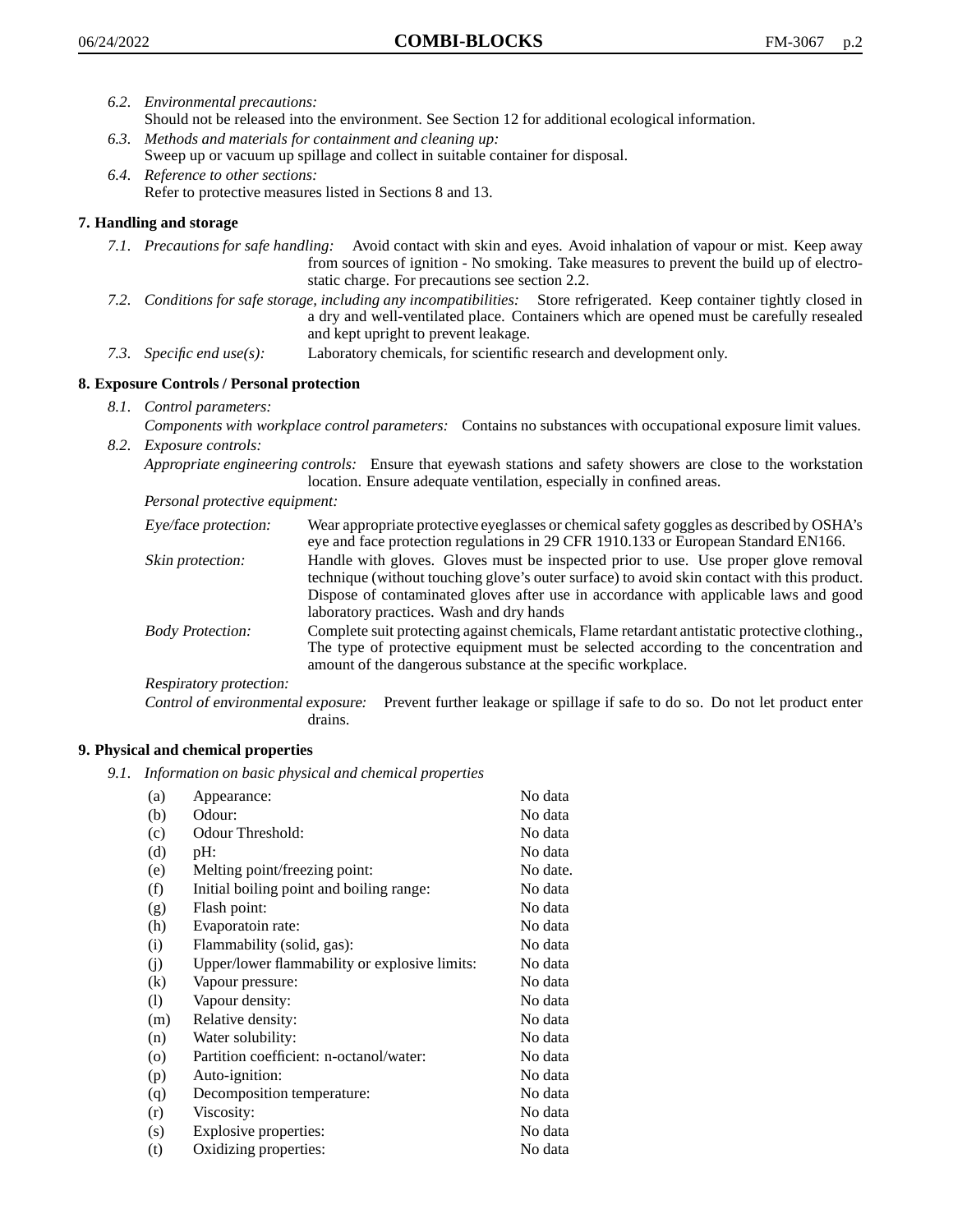*6.2. Environmental precautions:*
Should not be released into the environment. See Section 12 for additional ecological information.

*6.3. Methods and materials for containment and cleaning up:*
Sweep up or vacuum up spillage and collect in suitable container for disposal.

*6.4. Reference to other sections:*
Refer to protective measures listed in Sections 8 and 13.

## 7. Handling and storage

*7.1. Precautions for safe handling:* Avoid contact with skin and eyes. Avoid inhalation of vapour or mist. Keep away from sources of ignition - No smoking. Take measures to prevent the build up of electrostatic charge. For precautions see section 2.2.

*7.2. Conditions for safe storage, including any incompatibilities:* Store refrigerated. Keep container tightly closed in a dry and well-ventilated place. Containers which are opened must be carefully resealed and kept upright to prevent leakage.

*7.3. Specific end use(s):* Laboratory chemicals, for scientific research and development only.

## 8. Exposure Controls / Personal protection

*8.1. Control parameters:*
*Components with workplace control parameters:* Contains no substances with occupational exposure limit values.

*8.2. Exposure controls:*
*Appropriate engineering controls:* Ensure that eyewash stations and safety showers are close to the workstation location. Ensure adequate ventilation, especially in confined areas.

*Personal protective equipment:*

*Eye/face protection:* Wear appropriate protective eyeglasses or chemical safety goggles as described by OSHA's eye and face protection regulations in 29 CFR 1910.133 or European Standard EN166.

*Skin protection:* Handle with gloves. Gloves must be inspected prior to use. Use proper glove removal technique (without touching glove's outer surface) to avoid skin contact with this product. Dispose of contaminated gloves after use in accordance with applicable laws and good laboratory practices. Wash and dry hands

*Body Protection:* Complete suit protecting against chemicals, Flame retardant antistatic protective clothing., The type of protective equipment must be selected according to the concentration and amount of the dangerous substance at the specific workplace.

*Respiratory protection:*

*Control of environmental exposure:* Prevent further leakage or spillage if safe to do so. Do not let product enter drains.

## 9. Physical and chemical properties

*9.1. Information on basic physical and chemical properties*

| | | |
|---|---|---|
| (a) | Appearance: | No data |
| (b) | Odour: | No data |
| (c) | Odour Threshold: | No data |
| (d) | pH: | No data |
| (e) | Melting point/freezing point: | No date. |
| (f) | Initial boiling point and boiling range: | No data |
| (g) | Flash point: | No data |
| (h) | Evaporatoin rate: | No data |
| (i) | Flammability (solid, gas): | No data |
| (j) | Upper/lower flammability or explosive limits: | No data |
| (k) | Vapour pressure: | No data |
| (l) | Vapour density: | No data |
| (m) | Relative density: | No data |
| (n) | Water solubility: | No data |
| (o) | Partition coefficient: n-octanol/water: | No data |
| (p) | Auto-ignition: | No data |
| (q) | Decomposition temperature: | No data |
| (r) | Viscosity: | No data |
| (s) | Explosive properties: | No data |
| (t) | Oxidizing properties: | No data |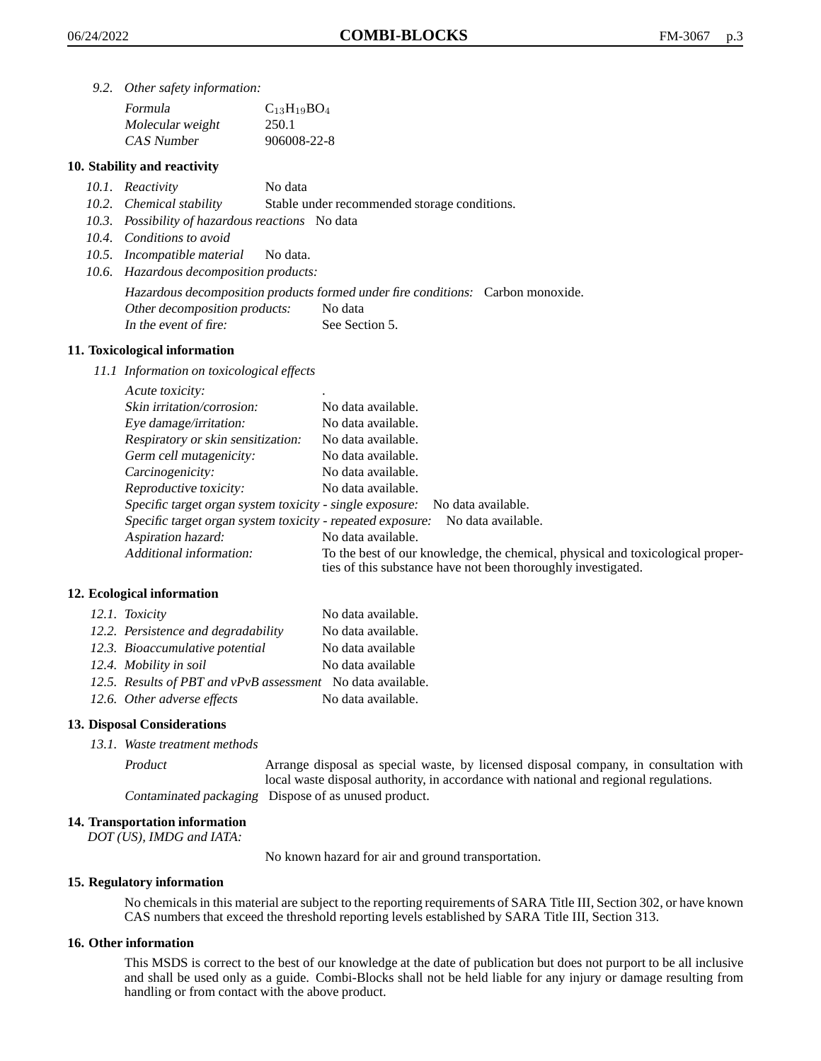*9.2. Other safety information:*

| | |
|---|---|
| *Formula* | $C_{13}H_{19}BO_4$ |
| *Molecular weight* | 250.1 |
| *CAS Number* | 906008-22-8 |

## 10. Stability and reactivity

*10.1. Reactivity* No data

*10.2. Chemical stability* Stable under recommended storage conditions.

*10.3. Possibility of hazardous reactions* No data

*10.4. Conditions to avoid*

*10.5. Incompatible material* No data.

*10.6. Hazardous decomposition products:*

*Hazardous decomposition products formed under fire conditions:* Carbon monoxide.

*Other decomposition products:* No data

*In the event of fire:* See Section 5.

## 11. Toxicological information

*11.1 Information on toxicological effects*

*Acute toxicity:* .

*Skin irritation/corrosion:* No data available.

*Eye damage/irritation:* No data available.

*Respiratory or skin sensitization:* No data available.

*Germ cell mutagenicity:* No data available.

*Carcinogenicity:* No data available.

*Reproductive toxicity:* No data available.

*Specific target organ system toxicity - single exposure:* No data available.

*Specific target organ system toxicity - repeated exposure:* No data available.

*Aspiration hazard:* No data available.

*Additional information:* To the best of our knowledge, the chemical, physical and toxicological properties of this substance have not been thoroughly investigated.

## 12. Ecological information

*12.1. Toxicity* No data available.

*12.2. Persistence and degradability* No data available.

*12.3. Bioaccumulative potential* No data available

*12.4. Mobility in soil* No data available

*12.5. Results of PBT and vPvB assessment* No data available.

*12.6. Other adverse effects* No data available.

## 13. Disposal Considerations

*13.1. Waste treatment methods*

*Product* Arrange disposal as special waste, by licensed disposal company, in consultation with local waste disposal authority, in accordance with national and regional regulations.

*Contaminated packaging* Dispose of as unused product.

## 14. Transportation information

*DOT (US), IMDG and IATA:*

No known hazard for air and ground transportation.

## 15. Regulatory information

No chemicals in this material are subject to the reporting requirements of SARA Title III, Section 302, or have known CAS numbers that exceed the threshold reporting levels established by SARA Title III, Section 313.

## 16. Other information

This MSDS is correct to the best of our knowledge at the date of publication but does not purport to be all inclusive and shall be used only as a guide. Combi-Blocks shall not be held liable for any injury or damage resulting from handling or from contact with the above product.